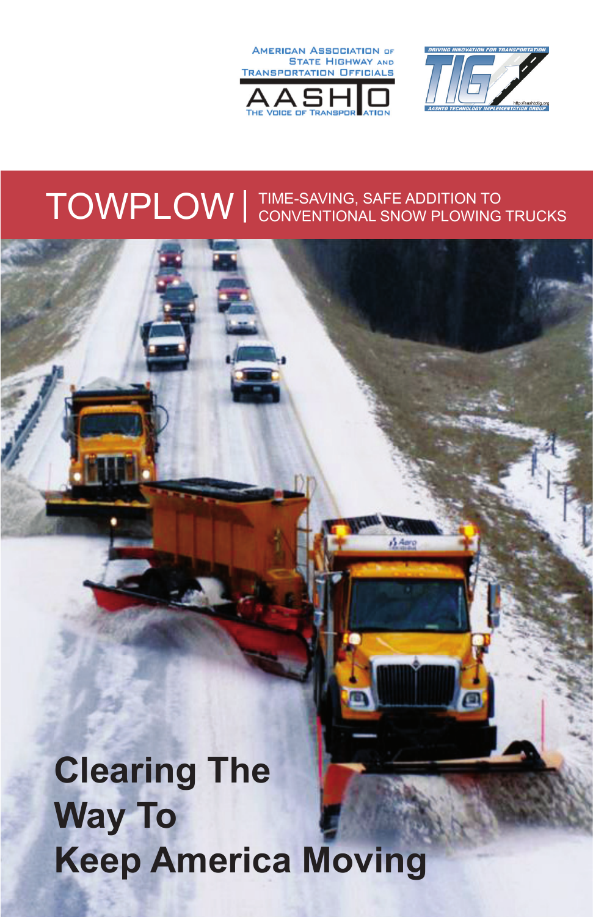AMERICAN ASSOCIATION OF STATE HIGHWAY AND TRANSPORTATION OFFICIALS

AASHTO

THE VOICE OF TRANSPORTATION

DRIVING INNOVATION FOR TRANSPORTATION

TIG

AASHTO TECHNOLOGY IMPLEMENTATION GROUP

http://aashtotig.org

# TOWPLOW | TIME-SAVING, SAFE ADDITION TO CONVENTIONAL SNOW PLOWING TRUCKS

## Clearing The Way To Keep America Moving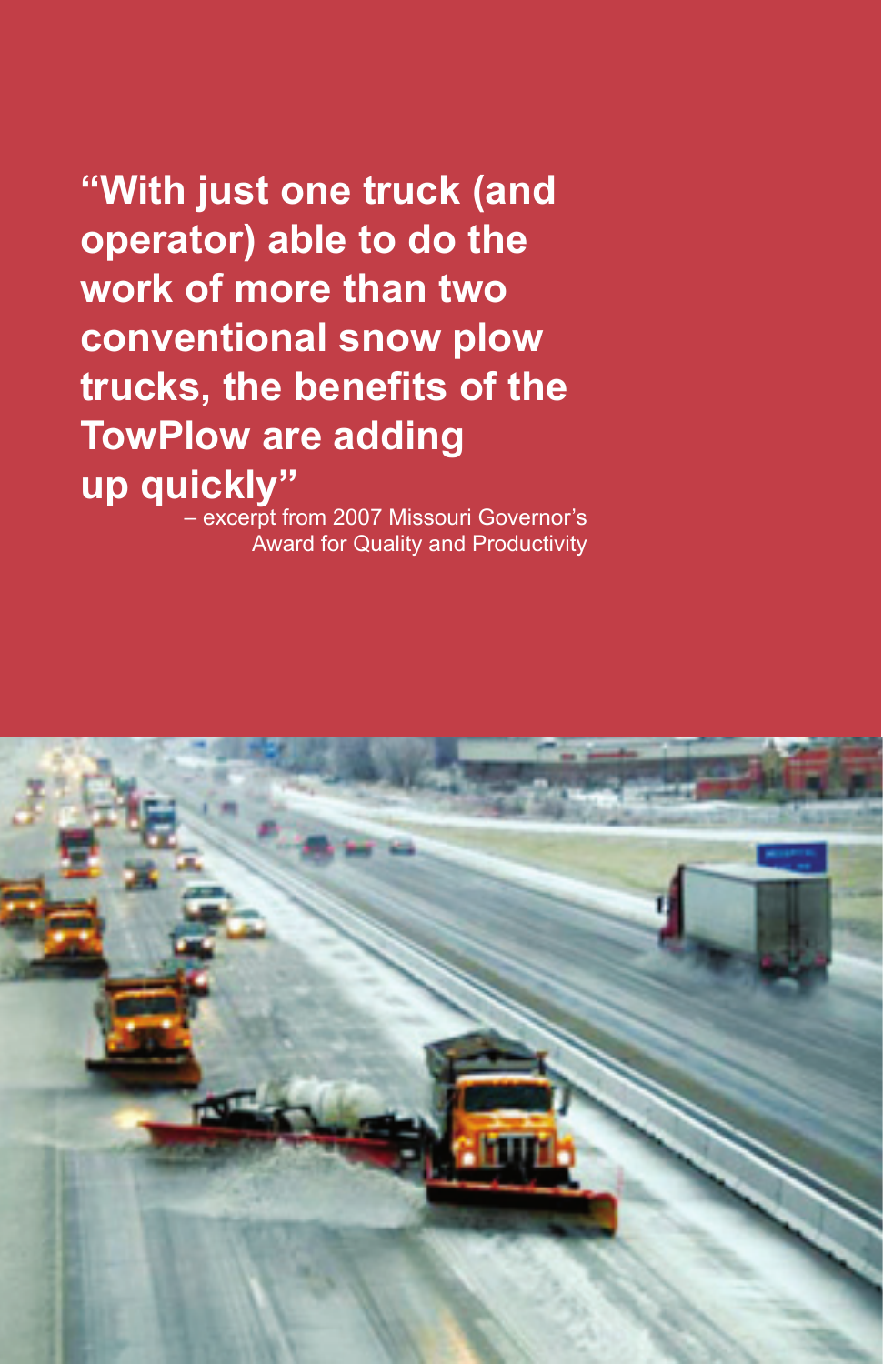**"With just one truck (and operator) able to do the work of more than two conventional snow plow trucks, the benefits of the TowPlow are adding up quickly"**

– excerpt from 2007 Missouri Governor's Award for Quality and Productivity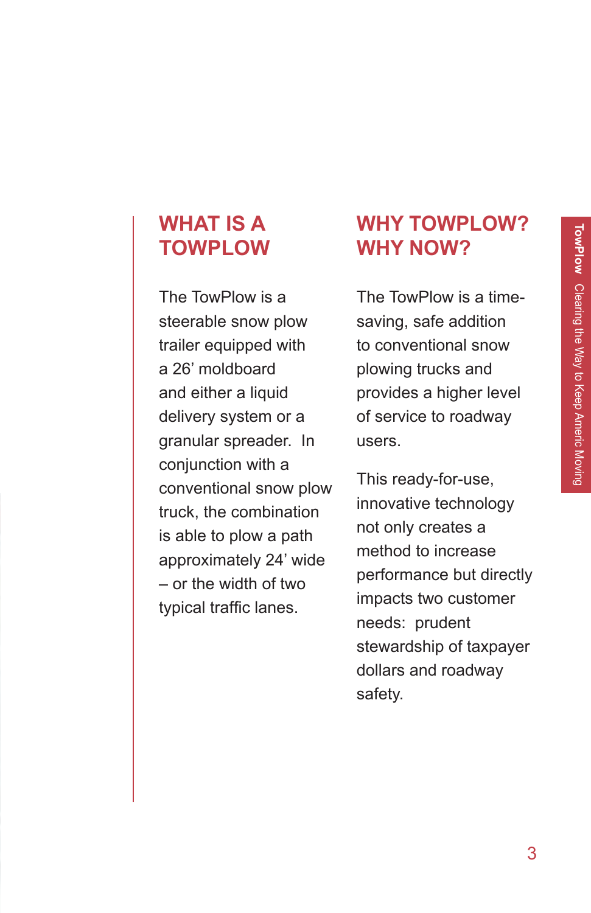## WHAT IS A TOWPLOW

The TowPlow is a steerable snow plow trailer equipped with a 26’ moldboard and either a liquid delivery system or a granular spreader. In conjunction with a conventional snow plow truck, the combination is able to plow a path approximately 24’ wide – or the width of two typical traffic lanes.

## WHY TOWPLOW? WHY NOW?

The TowPlow is a time-saving, safe addition to conventional snow plowing trucks and provides a higher level of service to roadway users.

This ready-for-use, innovative technology not only creates a method to increase performance but directly impacts two customer needs: prudent stewardship of taxpayer dollars and roadway safety.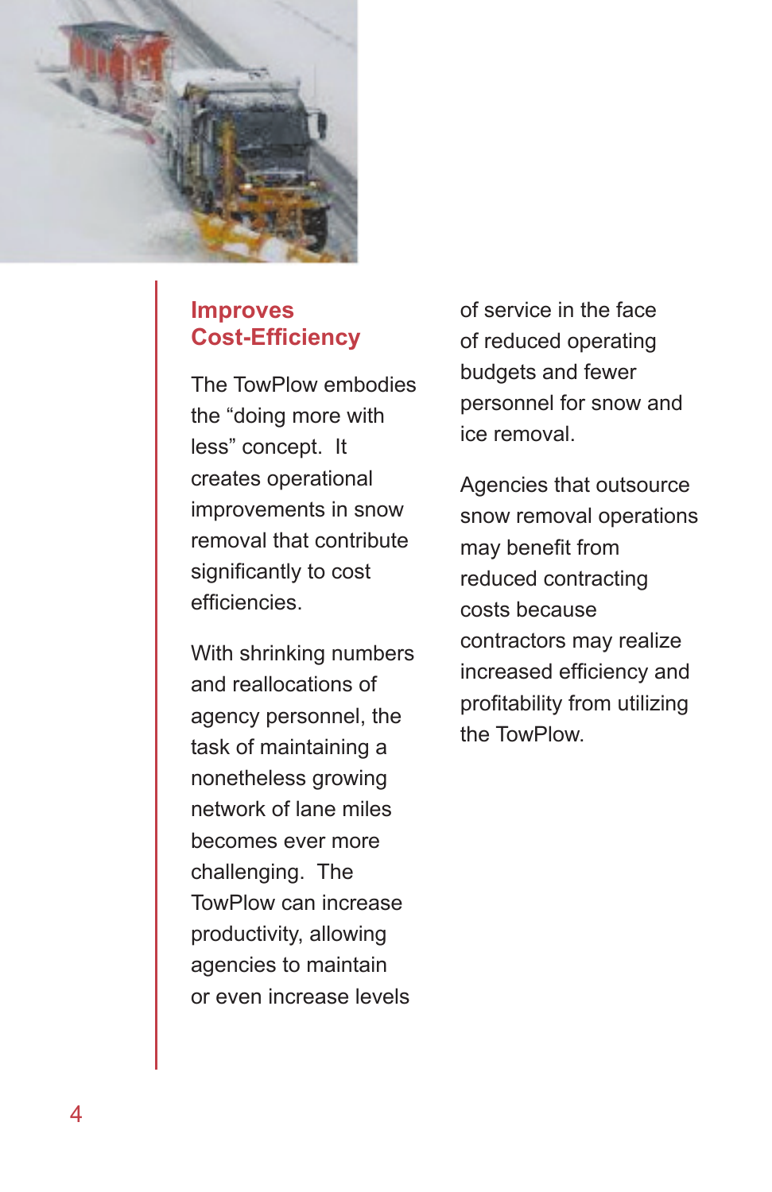## Improves Cost-Efficiency

The TowPlow embodies the "doing more with less" concept. It creates operational improvements in snow removal that contribute significantly to cost efficiencies.

With shrinking numbers and reallocations of agency personnel, the task of maintaining a nonetheless growing network of lane miles becomes ever more challenging. The TowPlow can increase productivity, allowing agencies to maintain or even increase levels of service in the face of reduced operating budgets and fewer personnel for snow and ice removal.

Agencies that outsource snow removal operations may benefit from reduced contracting costs because contractors may realize increased efficiency and profitability from utilizing the TowPlow.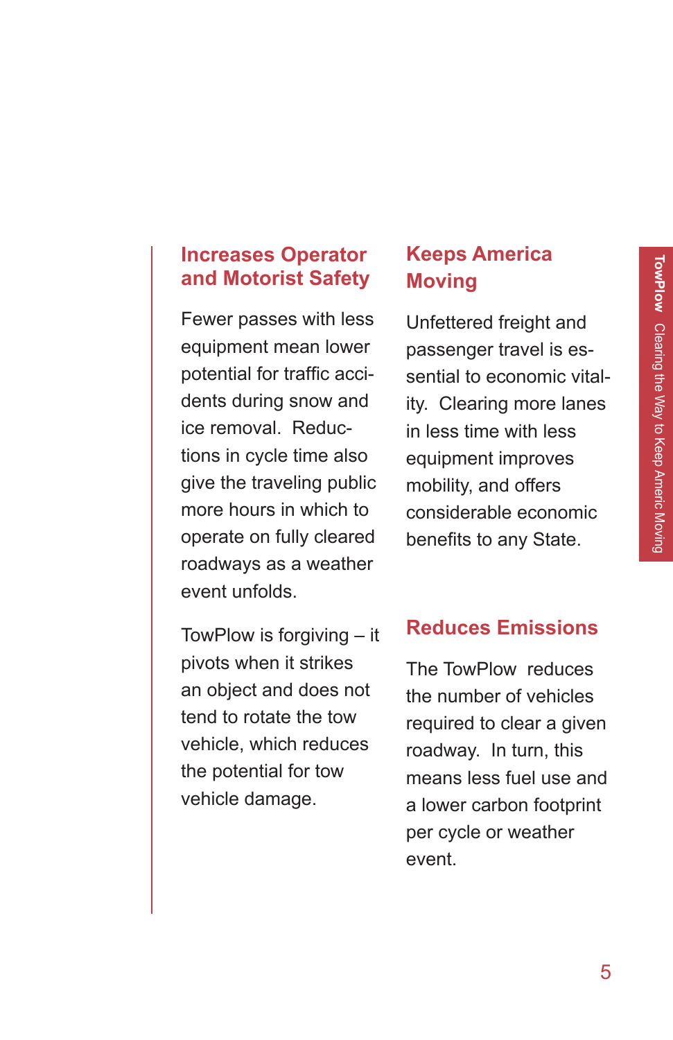## Increases Operator and Motorist Safety

Fewer passes with less equipment mean lower potential for traffic accidents during snow and ice removal. Reductions in cycle time also give the traveling public more hours in which to operate on fully cleared roadways as a weather event unfolds.

TowPlow is forgiving – it pivots when it strikes an object and does not tend to rotate the tow vehicle, which reduces the potential for tow vehicle damage.

## Keeps America Moving

Unfettered freight and passenger travel is essential to economic vitality. Clearing more lanes in less time with less equipment improves mobility, and offers considerable economic benefits to any State.

## Reduces Emissions

The TowPlow reduces the number of vehicles required to clear a given roadway. In turn, this means less fuel use and a lower carbon footprint per cycle or weather event.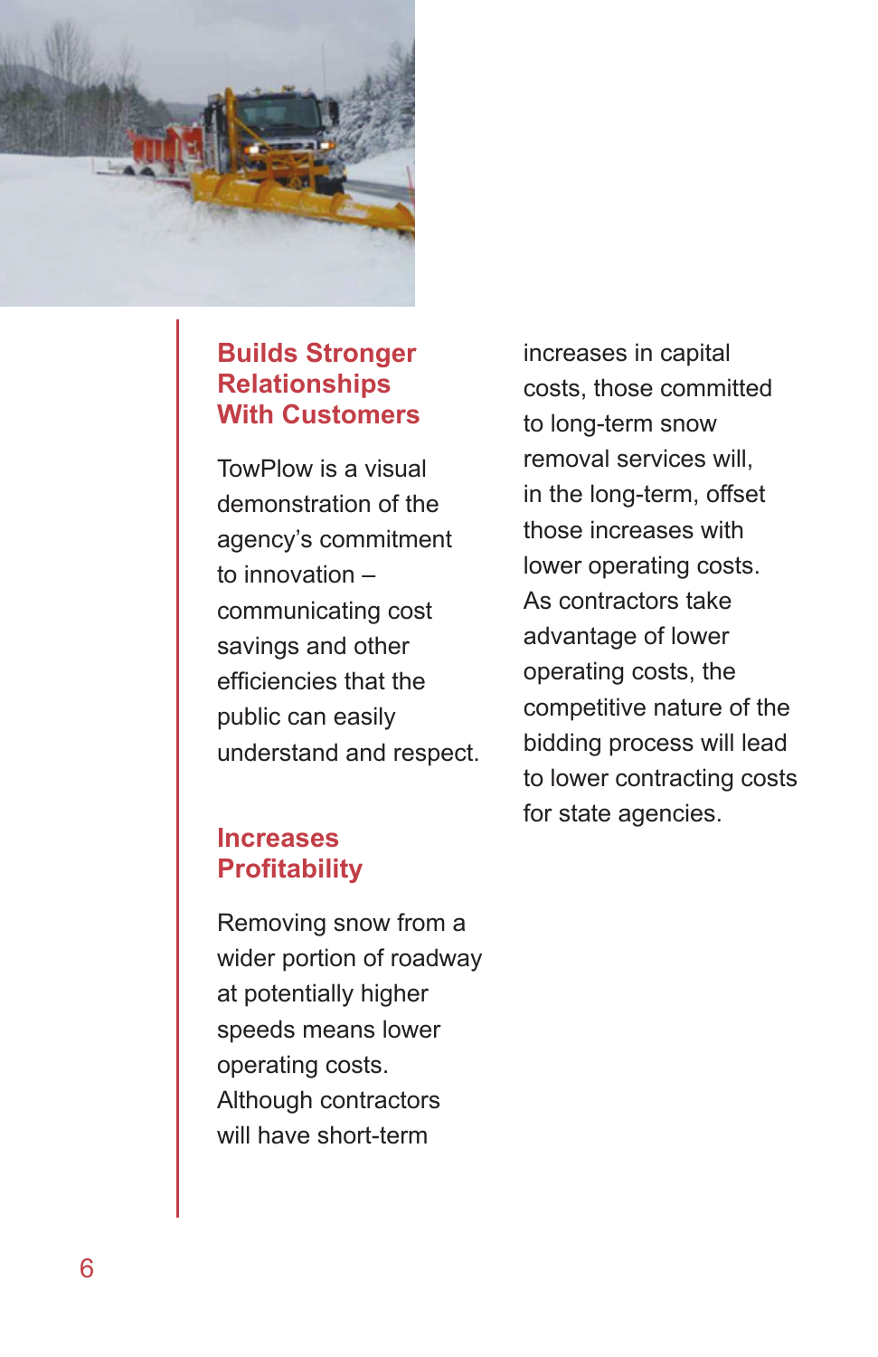## Builds Stronger Relationships With Customers

TowPlow is a visual demonstration of the agency's commitment to innovation – communicating cost savings and other efficiencies that the public can easily understand and respect.

## Increases Profitability

Removing snow from a wider portion of roadway at potentially higher speeds means lower operating costs. Although contractors will have short-term increases in capital costs, those committed to long-term snow removal services will, in the long-term, offset those increases with lower operating costs. As contractors take advantage of lower operating costs, the competitive nature of the bidding process will lead to lower contracting costs for state agencies.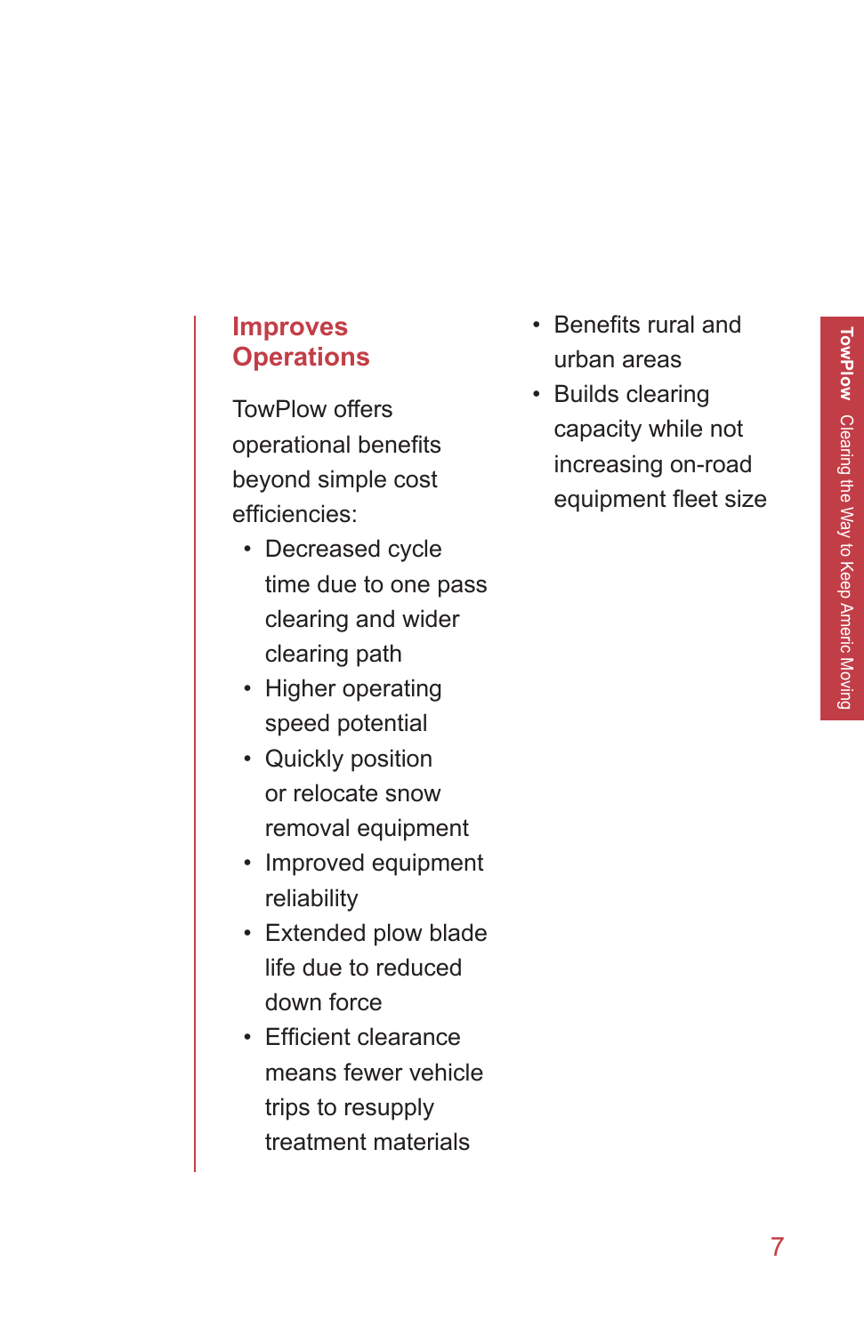## Improves Operations

TowPlow offers operational benefits beyond simple cost efficiencies:

- Decreased cycle time due to one pass clearing and wider clearing path
- Higher operating speed potential
- Quickly position or relocate snow removal equipment
- Improved equipment reliability
- Extended plow blade life due to reduced down force
- Efficient clearance means fewer vehicle trips to resupply treatment materials
- Benefits rural and urban areas
- Builds clearing capacity while not increasing on-road equipment fleet size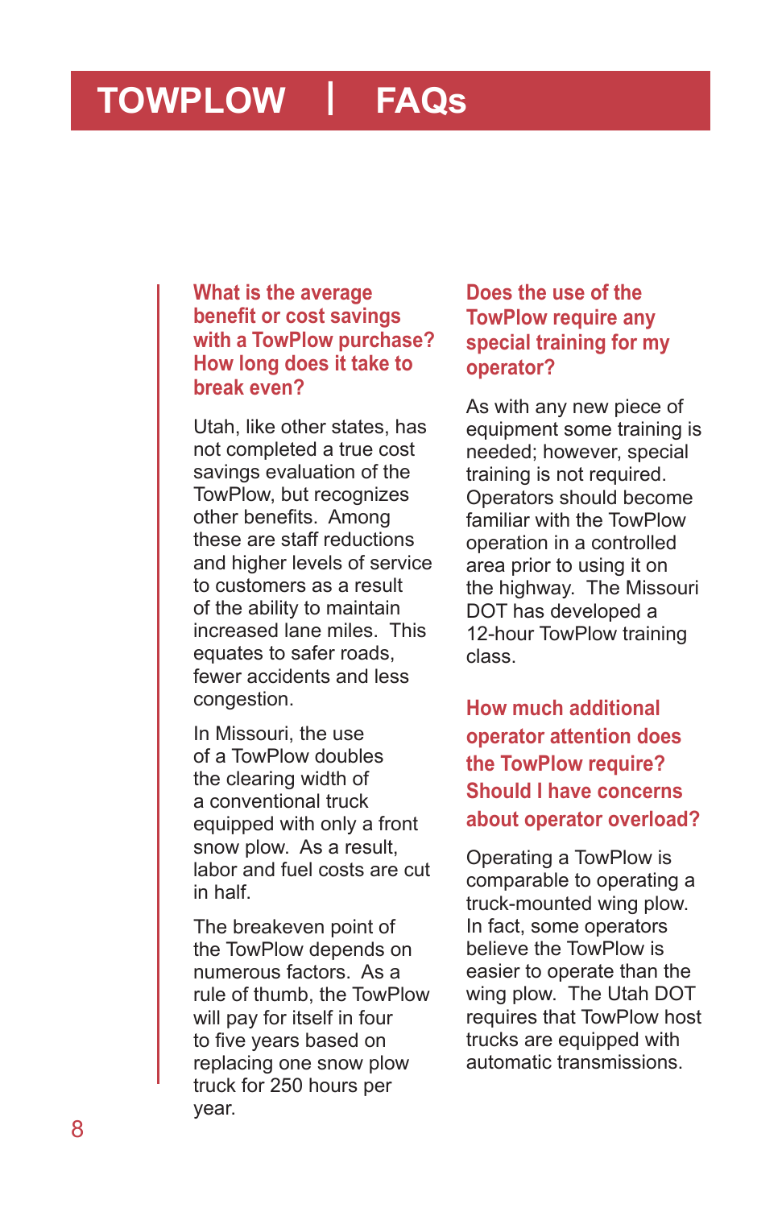# TOWPLOW | FAQs

### What is the average benefit or cost savings with a TowPlow purchase? How long does it take to break even?

Utah, like other states, has not completed a true cost savings evaluation of the TowPlow, but recognizes other benefits. Among these are staff reductions and higher levels of service to customers as a result of the ability to maintain increased lane miles. This equates to safer roads, fewer accidents and less congestion.

In Missouri, the use of a TowPlow doubles the clearing width of a conventional truck equipped with only a front snow plow. As a result, labor and fuel costs are cut in half.

The breakeven point of the TowPlow depends on numerous factors. As a rule of thumb, the TowPlow will pay for itself in four to five years based on replacing one snow plow truck for 250 hours per year.

### Does the use of the TowPlow require any special training for my operator?

As with any new piece of equipment some training is needed; however, special training is not required. Operators should become familiar with the TowPlow operation in a controlled area prior to using it on the highway. The Missouri DOT has developed a 12-hour TowPlow training class.

### How much additional operator attention does the TowPlow require? Should I have concerns about operator overload?

Operating a TowPlow is comparable to operating a truck-mounted wing plow. In fact, some operators believe the TowPlow is easier to operate than the wing plow. The Utah DOT requires that TowPlow host trucks are equipped with automatic transmissions.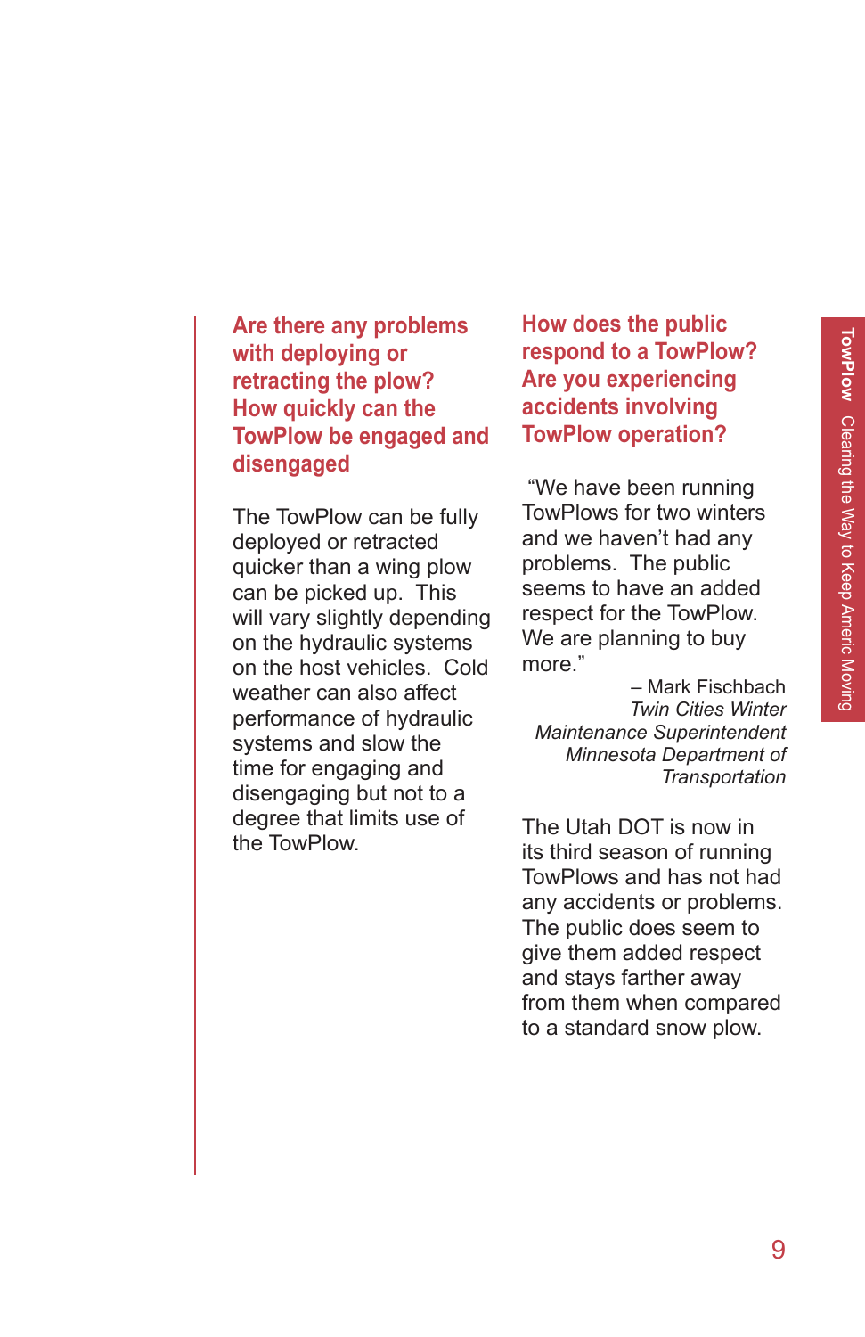## Are there any problems with deploying or retracting the plow? How quickly can the TowPlow be engaged and disengaged

The TowPlow can be fully deployed or retracted quicker than a wing plow can be picked up. This will vary slightly depending on the hydraulic systems on the host vehicles. Cold weather can also affect performance of hydraulic systems and slow the time for engaging and disengaging but not to a degree that limits use of the TowPlow.

## How does the public respond to a TowPlow? Are you experiencing accidents involving TowPlow operation?

"We have been running TowPlows for two winters and we haven't had any problems. The public seems to have an added respect for the TowPlow. We are planning to buy more."

– Mark Fischbach
*Twin Cities Winter Maintenance Superintendent Minnesota Department of Transportation*

The Utah DOT is now in its third season of running TowPlows and has not had any accidents or problems. The public does seem to give them added respect and stays farther away from them when compared to a standard snow plow.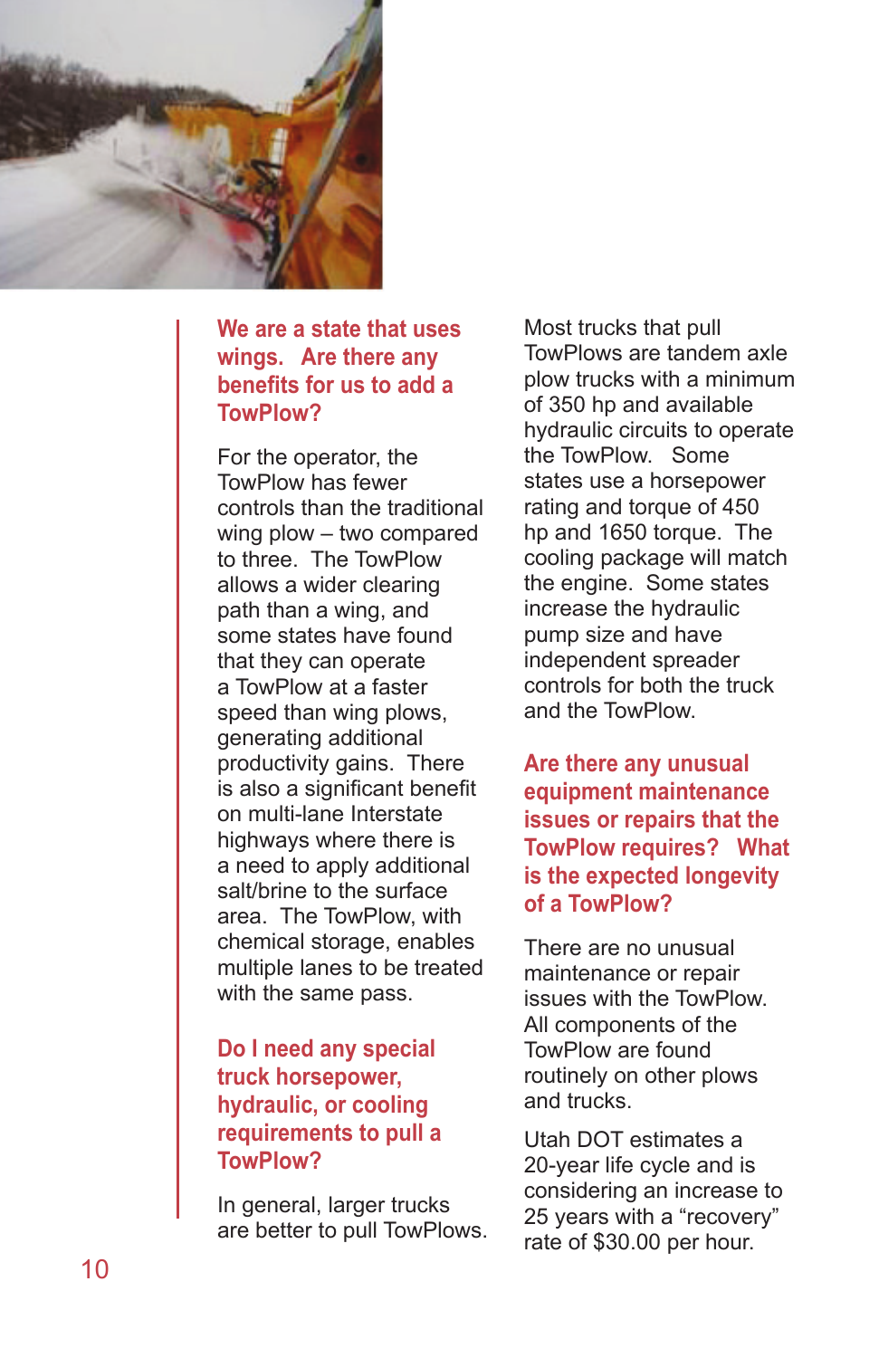### We are a state that uses wings. Are there any benefits for us to add a TowPlow?

For the operator, the TowPlow has fewer controls than the traditional wing plow – two compared to three. The TowPlow allows a wider clearing path than a wing, and some states have found that they can operate a TowPlow at a faster speed than wing plows, generating additional productivity gains. There is also a significant benefit on multi-lane Interstate highways where there is a need to apply additional salt/brine to the surface area. The TowPlow, with chemical storage, enables multiple lanes to be treated with the same pass.

### Do I need any special truck horsepower, hydraulic, or cooling requirements to pull a TowPlow?

In general, larger trucks are better to pull TowPlows. Most trucks that pull TowPlows are tandem axle plow trucks with a minimum of 350 hp and available hydraulic circuits to operate the TowPlow. Some states use a horsepower rating and torque of 450 hp and 1650 torque. The cooling package will match the engine. Some states increase the hydraulic pump size and have independent spreader controls for both the truck and the TowPlow.

### Are there any unusual equipment maintenance issues or repairs that the TowPlow requires? What is the expected longevity of a TowPlow?

There are no unusual maintenance or repair issues with the TowPlow. All components of the TowPlow are found routinely on other plows and trucks.

Utah DOT estimates a 20-year life cycle and is considering an increase to 25 years with a “recovery” rate of $30.00 per hour.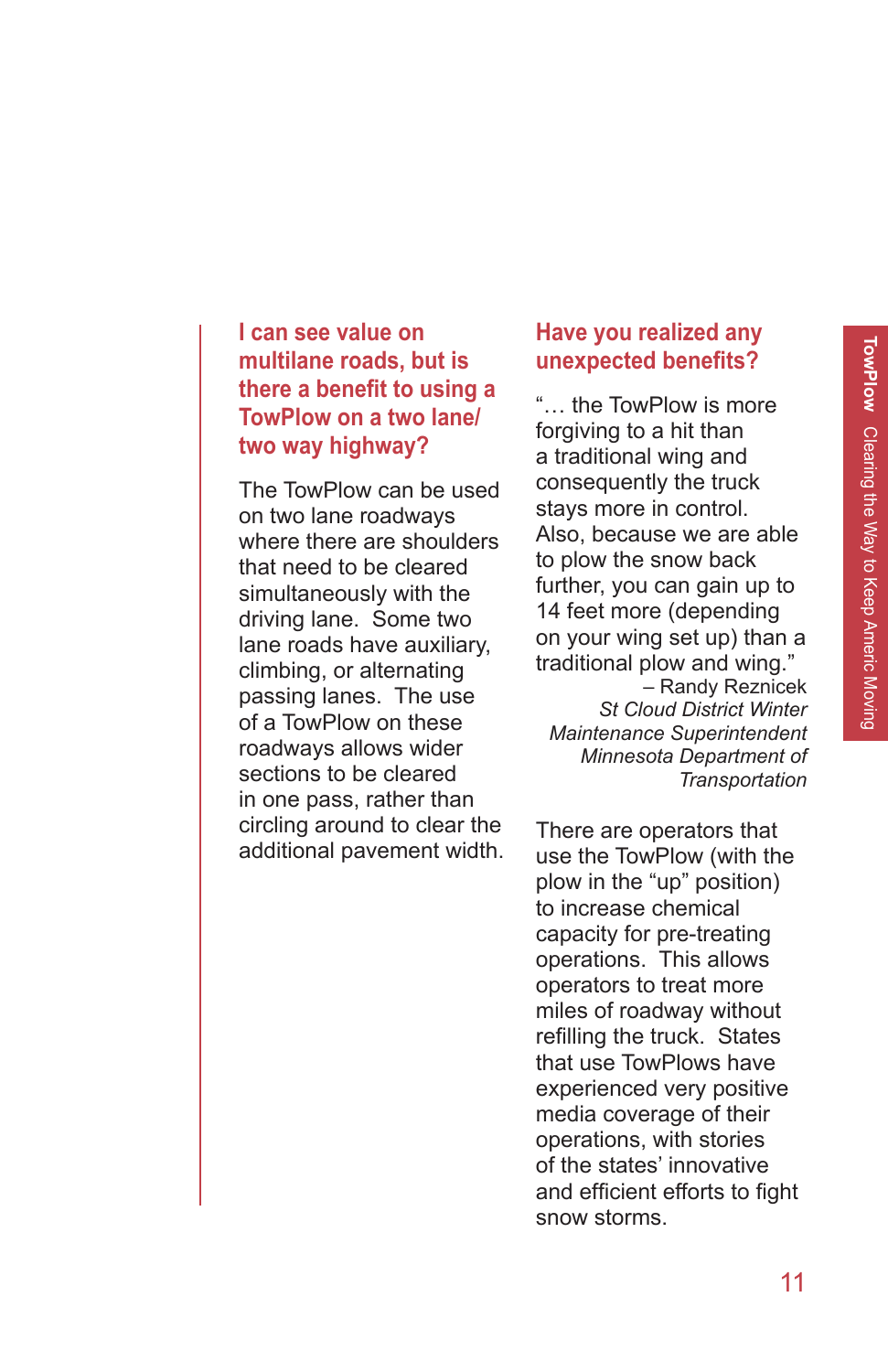## I can see value on multilane roads, but is there a benefit to using a TowPlow on a two lane/ two way highway?

The TowPlow can be used on two lane roadways where there are shoulders that need to be cleared simultaneously with the driving lane. Some two lane roads have auxiliary, climbing, or alternating passing lanes. The use of a TowPlow on these roadways allows wider sections to be cleared in one pass, rather than circling around to clear the additional pavement width.

## Have you realized any unexpected benefits?

"… the TowPlow is more forgiving to a hit than a traditional wing and consequently the truck stays more in control. Also, because we are able to plow the snow back further, you can gain up to 14 feet more (depending on your wing set up) than a traditional plow and wing."

– Randy Reznicek
*St Cloud District Winter Maintenance Superintendent*
*Minnesota Department of Transportation*

There are operators that use the TowPlow (with the plow in the "up" position) to increase chemical capacity for pre-treating operations. This allows operators to treat more miles of roadway without refilling the truck. States that use TowPlows have experienced very positive media coverage of their operations, with stories of the states' innovative and efficient efforts to fight snow storms.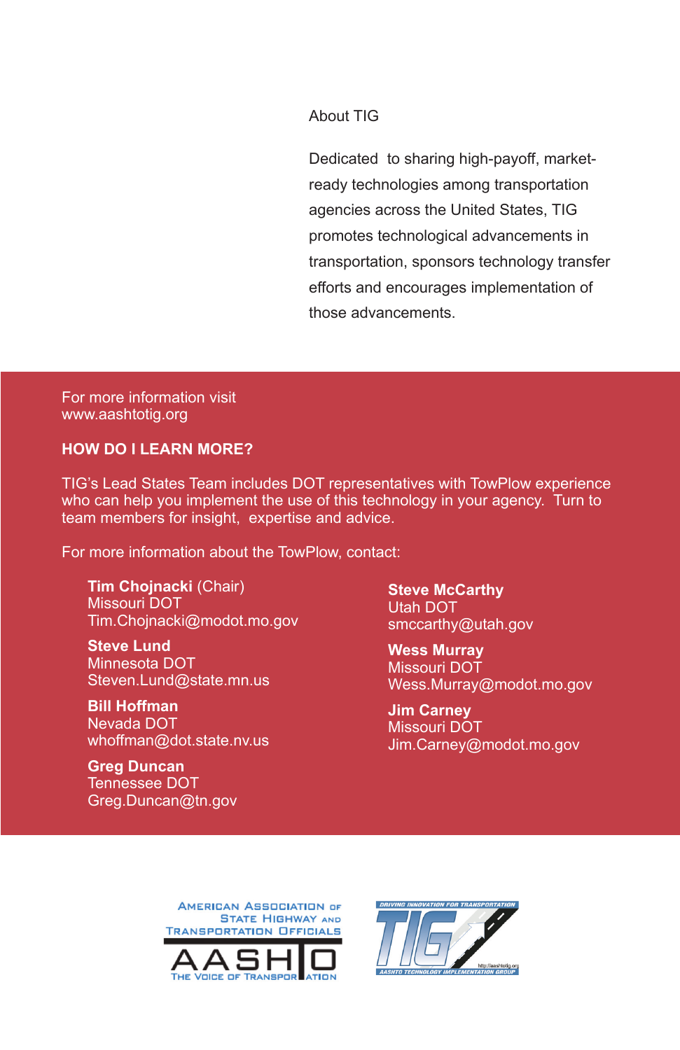About TIG

Dedicated to sharing high-payoff, market-ready technologies among transportation agencies across the United States, TIG promotes technological advancements in transportation, sponsors technology transfer efforts and encourages implementation of those advancements.

For more information visit
www.aashtotig.org

**HOW DO I LEARN MORE?**

TIG's Lead States Team includes DOT representatives with TowPlow experience who can help you implement the use of this technology in your agency. Turn to team members for insight, expertise and advice.

For more information about the TowPlow, contact:

**Tim Chojnacki** (Chair)
Missouri DOT
Tim.Chojnacki@modot.mo.gov

**Steve Lund**
Minnesota DOT
Steven.Lund@state.mn.us

**Bill Hoffman**
Nevada DOT
whoffman@dot.state.nv.us

**Greg Duncan**
Tennessee DOT
Greg.Duncan@tn.gov

**Steve McCarthy**
Utah DOT
smccarthy@utah.gov

**Wess Murray**
Missouri DOT
Wess.Murray@modot.mo.gov

**Jim Carney**
Missouri DOT
Jim.Carney@modot.mo.gov

AMERICAN ASSOCIATION OF STATE HIGHWAY AND TRANSPORTATION OFFICIALS
AASHTO
THE VOICE OF TRANSPORTATION

DRIVING INNOVATION FOR TRANSPORTATION
TIG
http://aashtotig.org
AASHTO TECHNOLOGY IMPLEMENTATION GROUP